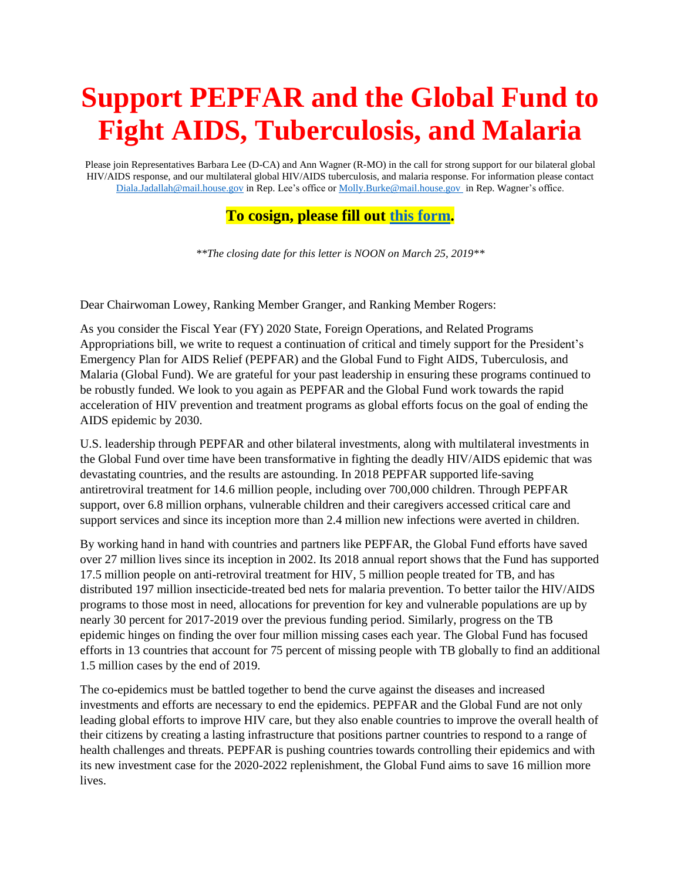# Support PEPFAR and the Global Fund to Fight AIDS, Tuberculosis, and Malaria

Please join Representatives Barbara Lee (D-CA) and Ann Wagner (R-MO) in the call for strong support for our bilateral global HIV/AIDS response, and our multilateral global HIV/AIDS tuberculosis, and malaria response. For information please contact Diala.Jadallah@mail.house.gov in Rep. Lee's office or Molly.Burke@mail.house.gov in Rep. Wagner's office.

**To cosign, please fill out this form.**

*\*\*The closing date for this letter is NOON on March 25, 2019\*\**

Dear Chairwoman Lowey, Ranking Member Granger, and Ranking Member Rogers:

As you consider the Fiscal Year (FY) 2020 State, Foreign Operations, and Related Programs Appropriations bill, we write to request a continuation of critical and timely support for the President's Emergency Plan for AIDS Relief (PEPFAR) and the Global Fund to Fight AIDS, Tuberculosis, and Malaria (Global Fund). We are grateful for your past leadership in ensuring these programs continued to be robustly funded. We look to you again as PEPFAR and the Global Fund work towards the rapid acceleration of HIV prevention and treatment programs as global efforts focus on the goal of ending the AIDS epidemic by 2030.

U.S. leadership through PEPFAR and other bilateral investments, along with multilateral investments in the Global Fund over time have been transformative in fighting the deadly HIV/AIDS epidemic that was devastating countries, and the results are astounding. In 2018 PEPFAR supported life-saving antiretroviral treatment for 14.6 million people, including over 700,000 children. Through PEPFAR support, over 6.8 million orphans, vulnerable children and their caregivers accessed critical care and support services and since its inception more than 2.4 million new infections were averted in children.

By working hand in hand with countries and partners like PEPFAR, the Global Fund efforts have saved over 27 million lives since its inception in 2002. Its 2018 annual report shows that the Fund has supported 17.5 million people on anti-retroviral treatment for HIV, 5 million people treated for TB, and has distributed 197 million insecticide-treated bed nets for malaria prevention. To better tailor the HIV/AIDS programs to those most in need, allocations for prevention for key and vulnerable populations are up by nearly 30 percent for 2017-2019 over the previous funding period. Similarly, progress on the TB epidemic hinges on finding the over four million missing cases each year. The Global Fund has focused efforts in 13 countries that account for 75 percent of missing people with TB globally to find an additional 1.5 million cases by the end of 2019.

The co-epidemics must be battled together to bend the curve against the diseases and increased investments and efforts are necessary to end the epidemics. PEPFAR and the Global Fund are not only leading global efforts to improve HIV care, but they also enable countries to improve the overall health of their citizens by creating a lasting infrastructure that positions partner countries to respond to a range of health challenges and threats. PEPFAR is pushing countries towards controlling their epidemics and with its new investment case for the 2020-2022 replenishment, the Global Fund aims to save 16 million more lives.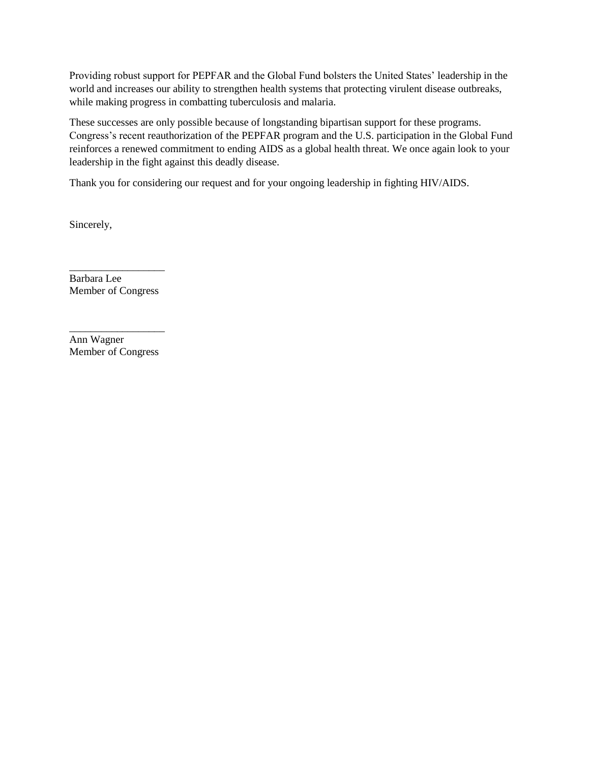Providing robust support for PEPFAR and the Global Fund bolsters the United States' leadership in the world and increases our ability to strengthen health systems that protecting virulent disease outbreaks, while making progress in combatting tuberculosis and malaria.

These successes are only possible because of longstanding bipartisan support for these programs. Congress's recent reauthorization of the PEPFAR program and the U.S. participation in the Global Fund reinforces a renewed commitment to ending AIDS as a global health threat. We once again look to your leadership in the fight against this deadly disease.

Thank you for considering our request and for your ongoing leadership in fighting HIV/AIDS.

Sincerely,

_________________
Barbara Lee
Member of Congress

_________________
Ann Wagner
Member of Congress